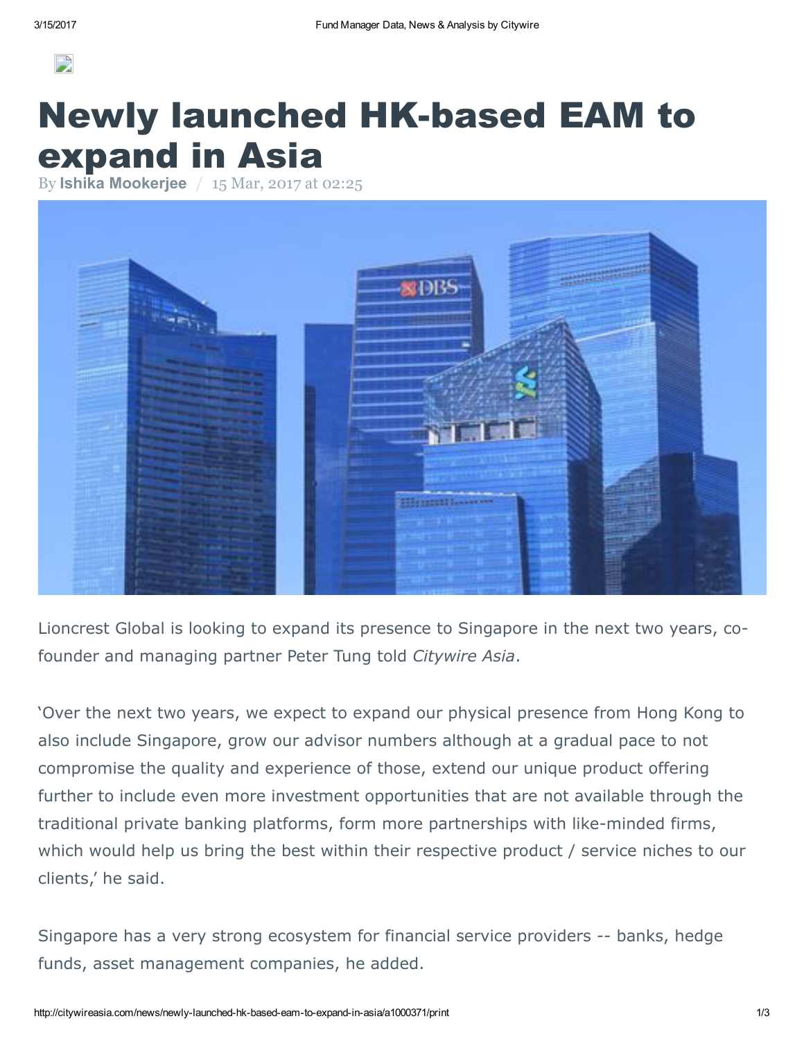# Newly launched HK-based EAM to expand in Asia

By **Ishika Mookerjee** / 15 Mar, 2017 at 02:25

Lioncrest Global is looking to expand its presence to Singapore in the next two years, co-founder and managing partner Peter Tung told *Citywire Asia*.

'Over the next two years, we expect to expand our physical presence from Hong Kong to also include Singapore, grow our advisor numbers although at a gradual pace to not compromise the quality and experience of those, extend our unique product offering further to include even more investment opportunities that are not available through the traditional private banking platforms, form more partnerships with like-minded firms, which would help us bring the best within their respective product / service niches to our clients,' he said.

Singapore has a very strong ecosystem for financial service providers -- banks, hedge funds, asset management companies, he added.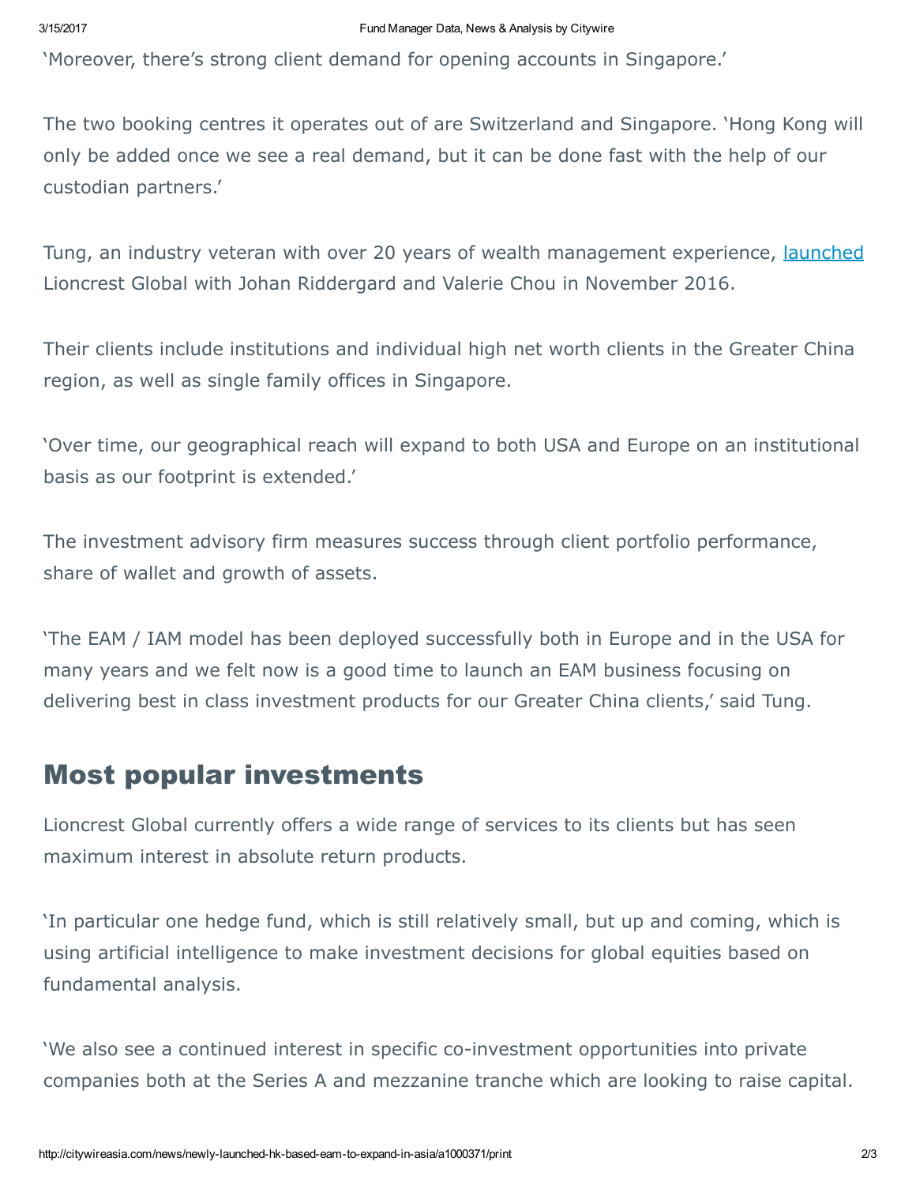'Moreover, there's strong client demand for opening accounts in Singapore.'

The two booking centres it operates out of are Switzerland and Singapore. 'Hong Kong will only be added once we see a real demand, but it can be done fast with the help of our custodian partners.'

Tung, an industry veteran with over 20 years of wealth management experience, launched Lioncrest Global with Johan Riddergard and Valerie Chou in November 2016.

Their clients include institutions and individual high net worth clients in the Greater China region, as well as single family offices in Singapore.

'Over time, our geographical reach will expand to both USA and Europe on an institutional basis as our footprint is extended.'

The investment advisory firm measures success through client portfolio performance, share of wallet and growth of assets.

'The EAM / IAM model has been deployed successfully both in Europe and in the USA for many years and we felt now is a good time to launch an EAM business focusing on delivering best in class investment products for our Greater China clients,' said Tung.

## Most popular investments

Lioncrest Global currently offers a wide range of services to its clients but has seen maximum interest in absolute return products.

'In particular one hedge fund, which is still relatively small, but up and coming, which is using artificial intelligence to make investment decisions for global equities based on fundamental analysis.

'We also see a continued interest in specific co-investment opportunities into private companies both at the Series A and mezzanine tranche which are looking to raise capital.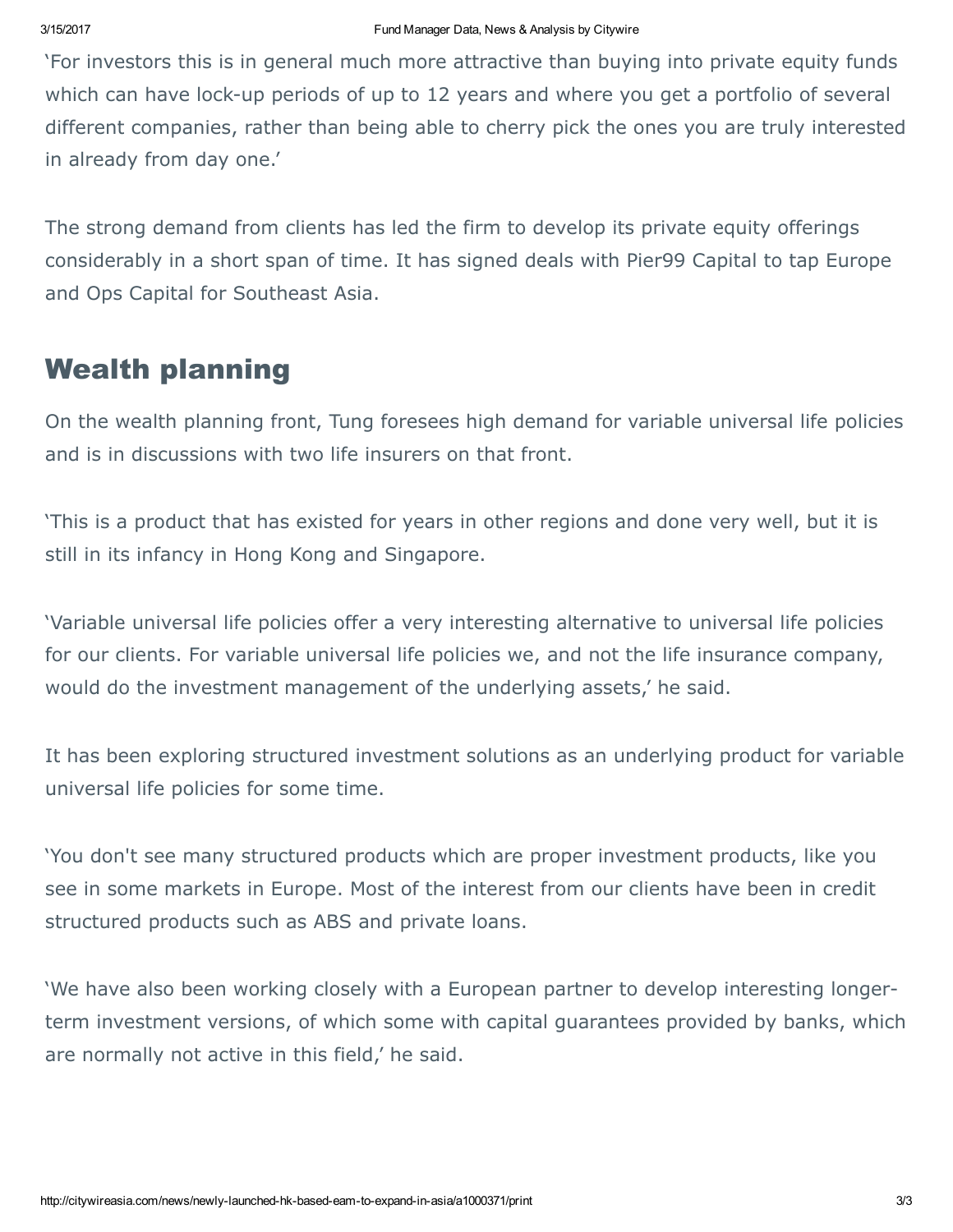'For investors this is in general much more attractive than buying into private equity funds which can have lock-up periods of up to 12 years and where you get a portfolio of several different companies, rather than being able to cherry pick the ones you are truly interested in already from day one.'

The strong demand from clients has led the firm to develop its private equity offerings considerably in a short span of time. It has signed deals with Pier99 Capital to tap Europe and Ops Capital for Southeast Asia.

## Wealth planning

On the wealth planning front, Tung foresees high demand for variable universal life policies and is in discussions with two life insurers on that front.

'This is a product that has existed for years in other regions and done very well, but it is still in its infancy in Hong Kong and Singapore.

'Variable universal life policies offer a very interesting alternative to universal life policies for our clients. For variable universal life policies we, and not the life insurance company, would do the investment management of the underlying assets,' he said.

It has been exploring structured investment solutions as an underlying product for variable universal life policies for some time.

'You don't see many structured products which are proper investment products, like you see in some markets in Europe. Most of the interest from our clients have been in credit structured products such as ABS and private loans.

'We have also been working closely with a European partner to develop interesting longer-term investment versions, of which some with capital guarantees provided by banks, which are normally not active in this field,' he said.